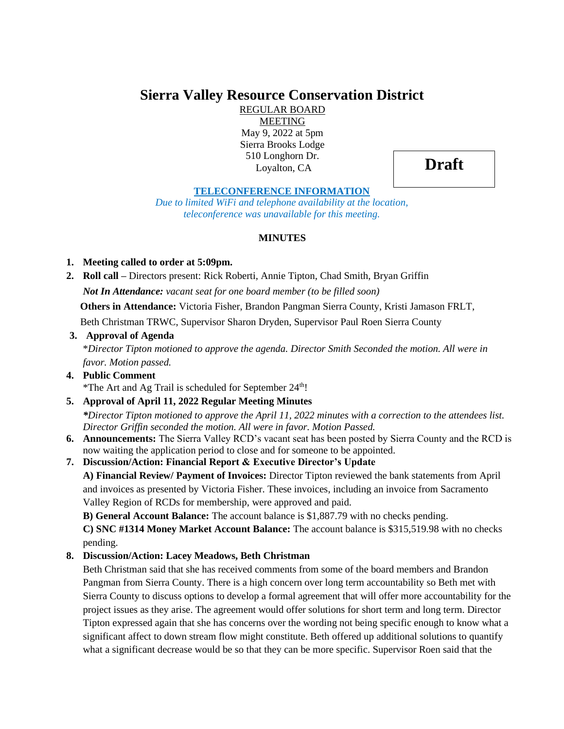# Sierra Valley Resource Conservation District

REGULAR BOARD MEETING
May 9, 2022 at 5pm
Sierra Brooks Lodge
510 Longhorn Dr.
Loyalton, CA

**Draft**

**TELECONFERENCE INFORMATION**

*Due to limited WiFi and telephone availability at the location, teleconference was unavailable for this meeting.*

**MINUTES**

1. **Meeting called to order at 5:09pm.**
2. **Roll call –** Directors present: Rick Roberti, Annie Tipton, Chad Smith, Bryan Griffin

   ***Not In Attendance:*** *vacant seat for one board member (to be filled soon)*

   **Others in Attendance:** Victoria Fisher, Brandon Pangman Sierra County, Kristi Jamason FRLT, Beth Christman TRWC, Supervisor Sharon Dryden, Supervisor Paul Roen Sierra County
3. **Approval of Agenda**

   \**Director Tipton motioned to approve the agenda. Director Smith Seconded the motion. All were in favor. Motion passed.*
4. **Public Comment**

   \*The Art and Ag Trail is scheduled for September 24th!
5. **Approval of April 11, 2022 Regular Meeting Minutes**

   ***\****Director Tipton motioned to approve the April 11, 2022 minutes with a correction to the attendees list. Director Griffin seconded the motion. All were in favor. Motion Passed.*
6. **Announcements:** The Sierra Valley RCD's vacant seat has been posted by Sierra County and the RCD is now waiting the application period to close and for someone to be appointed.
7. **Discussion/Action: Financial Report & Executive Director's Update**

   **A) Financial Review/ Payment of Invoices:** Director Tipton reviewed the bank statements from April and invoices as presented by Victoria Fisher. These invoices, including an invoice from Sacramento Valley Region of RCDs for membership, were approved and paid.

   **B) General Account Balance:** The account balance is $1,887.79 with no checks pending.

   **C) SNC #1314 Money Market Account Balance:** The account balance is $315,519.98 with no checks pending.
8. **Discussion/Action: Lacey Meadows, Beth Christman**

   Beth Christman said that she has received comments from some of the board members and Brandon Pangman from Sierra County. There is a high concern over long term accountability so Beth met with Sierra County to discuss options to develop a formal agreement that will offer more accountability for the project issues as they arise. The agreement would offer solutions for short term and long term. Director Tipton expressed again that she has concerns over the wording not being specific enough to know what a significant affect to down stream flow might constitute. Beth offered up additional solutions to quantify what a significant decrease would be so that they can be more specific. Supervisor Roen said that the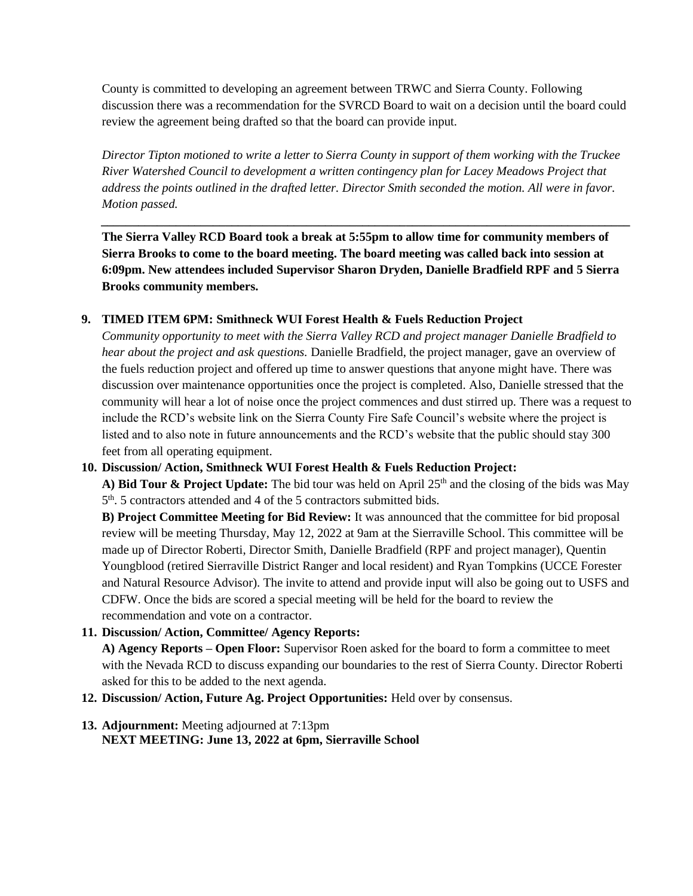County is committed to developing an agreement between TRWC and Sierra County. Following discussion there was a recommendation for the SVRCD Board to wait on a decision until the board could review the agreement being drafted so that the board can provide input.

*Director Tipton motioned to write a letter to Sierra County in support of them working with the Truckee River Watershed Council to development a written contingency plan for Lacey Meadows Project that address the points outlined in the drafted letter. Director Smith seconded the motion. All were in favor. Motion passed.*

---

**The Sierra Valley RCD Board took a break at 5:55pm to allow time for community members of Sierra Brooks to come to the board meeting. The board meeting was called back into session at 6:09pm. New attendees included Supervisor Sharon Dryden, Danielle Bradfield RPF and 5 Sierra Brooks community members.**

9. **TIMED ITEM 6PM: Smithneck WUI Forest Health & Fuels Reduction Project**
   *Community opportunity to meet with the Sierra Valley RCD and project manager Danielle Bradfield to hear about the project and ask questions.* Danielle Bradfield, the project manager, gave an overview of the fuels reduction project and offered up time to answer questions that anyone might have. There was discussion over maintenance opportunities once the project is completed. Also, Danielle stressed that the community will hear a lot of noise once the project commences and dust stirred up. There was a request to include the RCD's website link on the Sierra County Fire Safe Council's website where the project is listed and to also note in future announcements and the RCD's website that the public should stay 300 feet from all operating equipment.
10. **Discussion/ Action, Smithneck WUI Forest Health & Fuels Reduction Project:**
    **A) Bid Tour & Project Update:** The bid tour was held on April 25th and the closing of the bids was May 5th. 5 contractors attended and 4 of the 5 contractors submitted bids.
    **B) Project Committee Meeting for Bid Review:** It was announced that the committee for bid proposal review will be meeting Thursday, May 12, 2022 at 9am at the Sierraville School. This committee will be made up of Director Roberti, Director Smith, Danielle Bradfield (RPF and project manager), Quentin Youngblood (retired Sierraville District Ranger and local resident) and Ryan Tompkins (UCCE Forester and Natural Resource Advisor). The invite to attend and provide input will also be going out to USFS and CDFW. Once the bids are scored a special meeting will be held for the board to review the recommendation and vote on a contractor.
11. **Discussion/ Action, Committee/ Agency Reports:**
    **A) Agency Reports – Open Floor:** Supervisor Roen asked for the board to form a committee to meet with the Nevada RCD to discuss expanding our boundaries to the rest of Sierra County. Director Roberti asked for this to be added to the next agenda.
12. **Discussion/ Action, Future Ag. Project Opportunities:** Held over by consensus.
13. **Adjournment:** Meeting adjourned at 7:13pm
    **NEXT MEETING: June 13, 2022 at 6pm, Sierraville School**